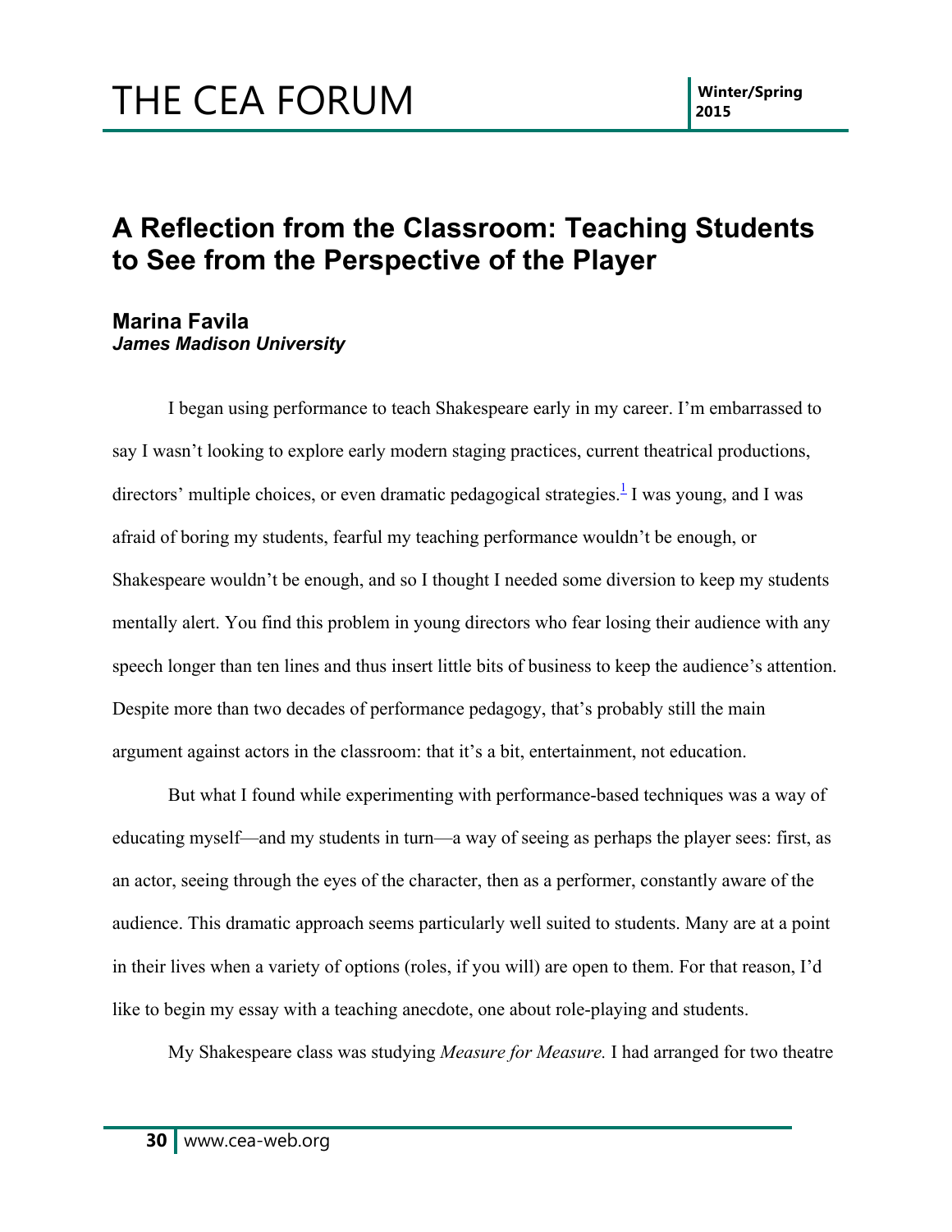# A Reflection from the Classroom: Teaching Students to See from the Perspective of the Player

**Marina Favila**
***James Madison University***

I began using performance to teach Shakespeare early in my career. I'm embarrassed to say I wasn't looking to explore early modern staging practices, current theatrical productions, directors' multiple choices, or even dramatic pedagogical strategies.[1] I was young, and I was afraid of boring my students, fearful my teaching performance wouldn't be enough, or Shakespeare wouldn't be enough, and so I thought I needed some diversion to keep my students mentally alert. You find this problem in young directors who fear losing their audience with any speech longer than ten lines and thus insert little bits of business to keep the audience's attention. Despite more than two decades of performance pedagogy, that's probably still the main argument against actors in the classroom: that it's a bit, entertainment, not education.

But what I found while experimenting with performance-based techniques was a way of educating myself—and my students in turn—a way of seeing as perhaps the player sees: first, as an actor, seeing through the eyes of the character, then as a performer, constantly aware of the audience. This dramatic approach seems particularly well suited to students. Many are at a point in their lives when a variety of options (roles, if you will) are open to them. For that reason, I'd like to begin my essay with a teaching anecdote, one about role-playing and students.

My Shakespeare class was studying *Measure for Measure.* I had arranged for two theatre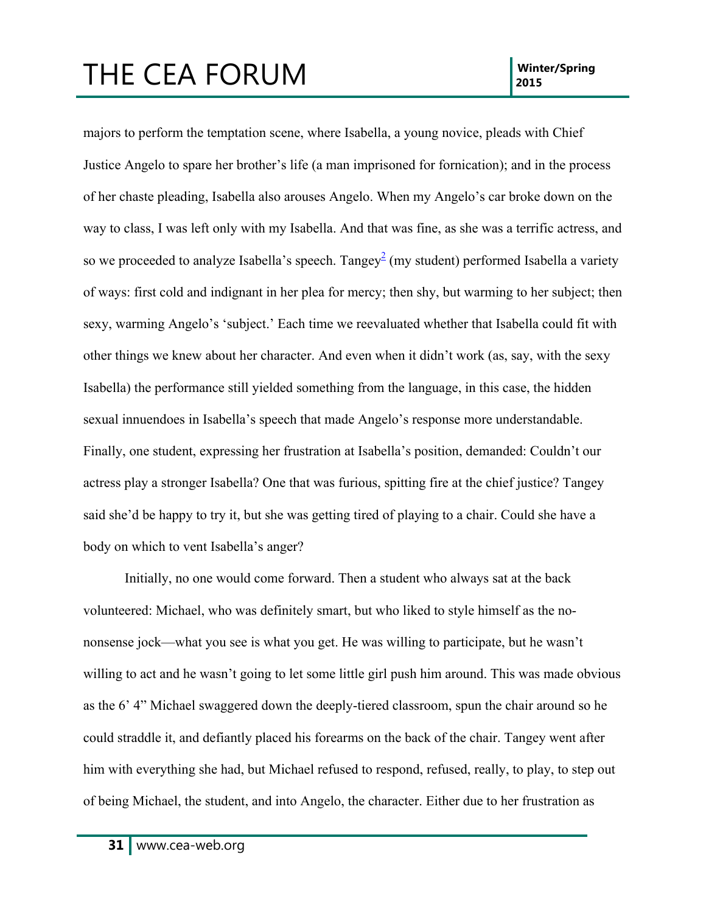majors to perform the temptation scene, where Isabella, a young novice, pleads with Chief Justice Angelo to spare her brother's life (a man imprisoned for fornication); and in the process of her chaste pleading, Isabella also arouses Angelo. When my Angelo's car broke down on the way to class, I was left only with my Isabella. And that was fine, as she was a terrific actress, and so we proceeded to analyze Isabella's speech. Tangey[2] (my student) performed Isabella a variety of ways: first cold and indignant in her plea for mercy; then shy, but warming to her subject; then sexy, warming Angelo's 'subject.' Each time we reevaluated whether that Isabella could fit with other things we knew about her character. And even when it didn't work (as, say, with the sexy Isabella) the performance still yielded something from the language, in this case, the hidden sexual innuendoes in Isabella's speech that made Angelo's response more understandable. Finally, one student, expressing her frustration at Isabella's position, demanded: Couldn't our actress play a stronger Isabella? One that was furious, spitting fire at the chief justice? Tangey said she'd be happy to try it, but she was getting tired of playing to a chair. Could she have a body on which to vent Isabella's anger?

Initially, no one would come forward. Then a student who always sat at the back volunteered: Michael, who was definitely smart, but who liked to style himself as the no-nonsense jock—what you see is what you get. He was willing to participate, but he wasn't willing to act and he wasn't going to let some little girl push him around. This was made obvious as the 6' 4" Michael swaggered down the deeply-tiered classroom, spun the chair around so he could straddle it, and defiantly placed his forearms on the back of the chair. Tangey went after him with everything she had, but Michael refused to respond, refused, really, to play, to step out of being Michael, the student, and into Angelo, the character. Either due to her frustration as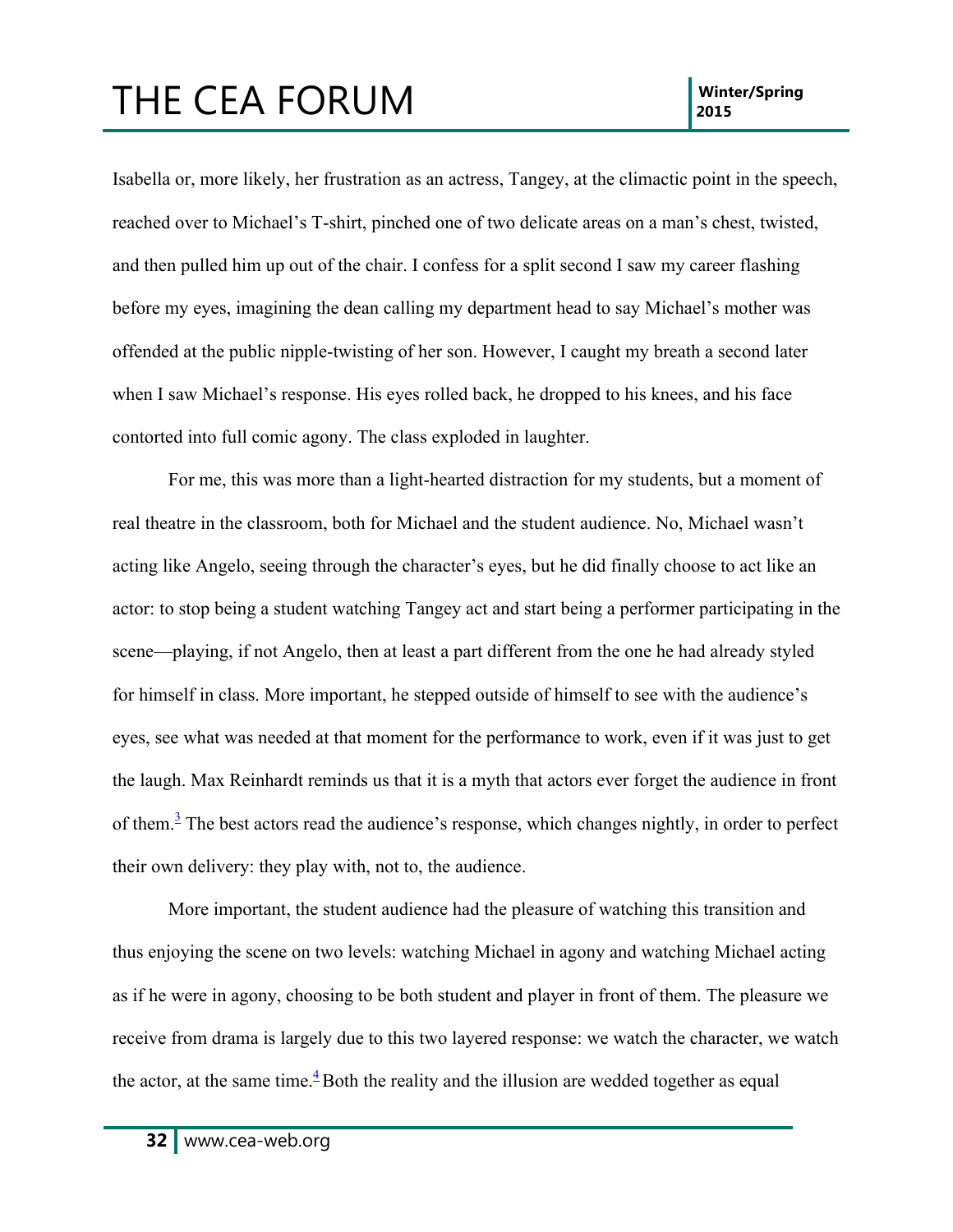Isabella or, more likely, her frustration as an actress, Tangey, at the climactic point in the speech, reached over to Michael's T-shirt, pinched one of two delicate areas on a man's chest, twisted, and then pulled him up out of the chair. I confess for a split second I saw my career flashing before my eyes, imagining the dean calling my department head to say Michael's mother was offended at the public nipple-twisting of her son. However, I caught my breath a second later when I saw Michael's response. His eyes rolled back, he dropped to his knees, and his face contorted into full comic agony. The class exploded in laughter.

For me, this was more than a light-hearted distraction for my students, but a moment of real theatre in the classroom, both for Michael and the student audience. No, Michael wasn't acting like Angelo, seeing through the character's eyes, but he did finally choose to act like an actor: to stop being a student watching Tangey act and start being a performer participating in the scene—playing, if not Angelo, then at least a part different from the one he had already styled for himself in class. More important, he stepped outside of himself to see with the audience's eyes, see what was needed at that moment for the performance to work, even if it was just to get the laugh. Max Reinhardt reminds us that it is a myth that actors ever forget the audience in front of them.[3] The best actors read the audience's response, which changes nightly, in order to perfect their own delivery: they play with, not to, the audience.

More important, the student audience had the pleasure of watching this transition and thus enjoying the scene on two levels: watching Michael in agony and watching Michael acting as if he were in agony, choosing to be both student and player in front of them. The pleasure we receive from drama is largely due to this two layered response: we watch the character, we watch the actor, at the same time.[4] Both the reality and the illusion are wedded together as equal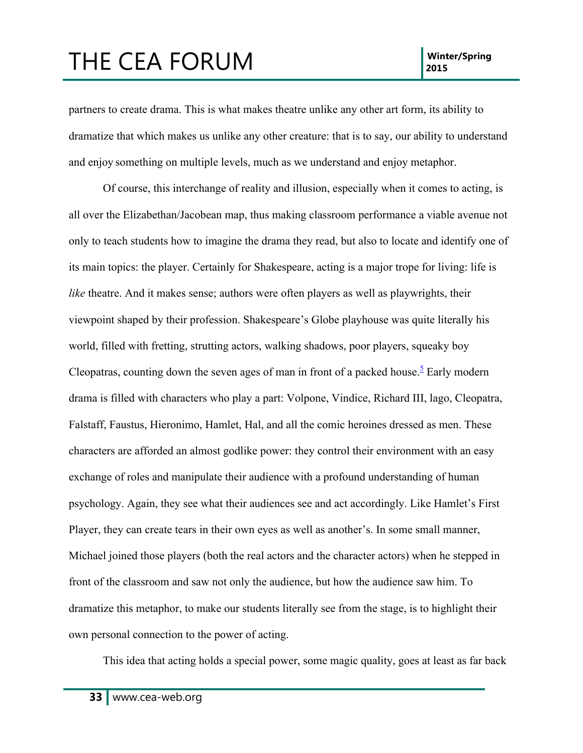partners to create drama. This is what makes theatre unlike any other art form, its ability to dramatize that which makes us unlike any other creature: that is to say, our ability to understand and enjoy something on multiple levels, much as we understand and enjoy metaphor.

Of course, this interchange of reality and illusion, especially when it comes to acting, is all over the Elizabethan/Jacobean map, thus making classroom performance a viable avenue not only to teach students how to imagine the drama they read, but also to locate and identify one of its main topics: the player. Certainly for Shakespeare, acting is a major trope for living: life is *like* theatre. And it makes sense; authors were often players as well as playwrights, their viewpoint shaped by their profession. Shakespeare's Globe playhouse was quite literally his world, filled with fretting, strutting actors, walking shadows, poor players, squeaky boy Cleopatras, counting down the seven ages of man in front of a packed house.[5] Early modern drama is filled with characters who play a part: Volpone, Vindice, Richard III, Iago, Cleopatra, Falstaff, Faustus, Hieronimo, Hamlet, Hal, and all the comic heroines dressed as men. These characters are afforded an almost godlike power: they control their environment with an easy exchange of roles and manipulate their audience with a profound understanding of human psychology. Again, they see what their audiences see and act accordingly. Like Hamlet's First Player, they can create tears in their own eyes as well as another's. In some small manner, Michael joined those players (both the real actors and the character actors) when he stepped in front of the classroom and saw not only the audience, but how the audience saw him. To dramatize this metaphor, to make our students literally see from the stage, is to highlight their own personal connection to the power of acting.

This idea that acting holds a special power, some magic quality, goes at least as far back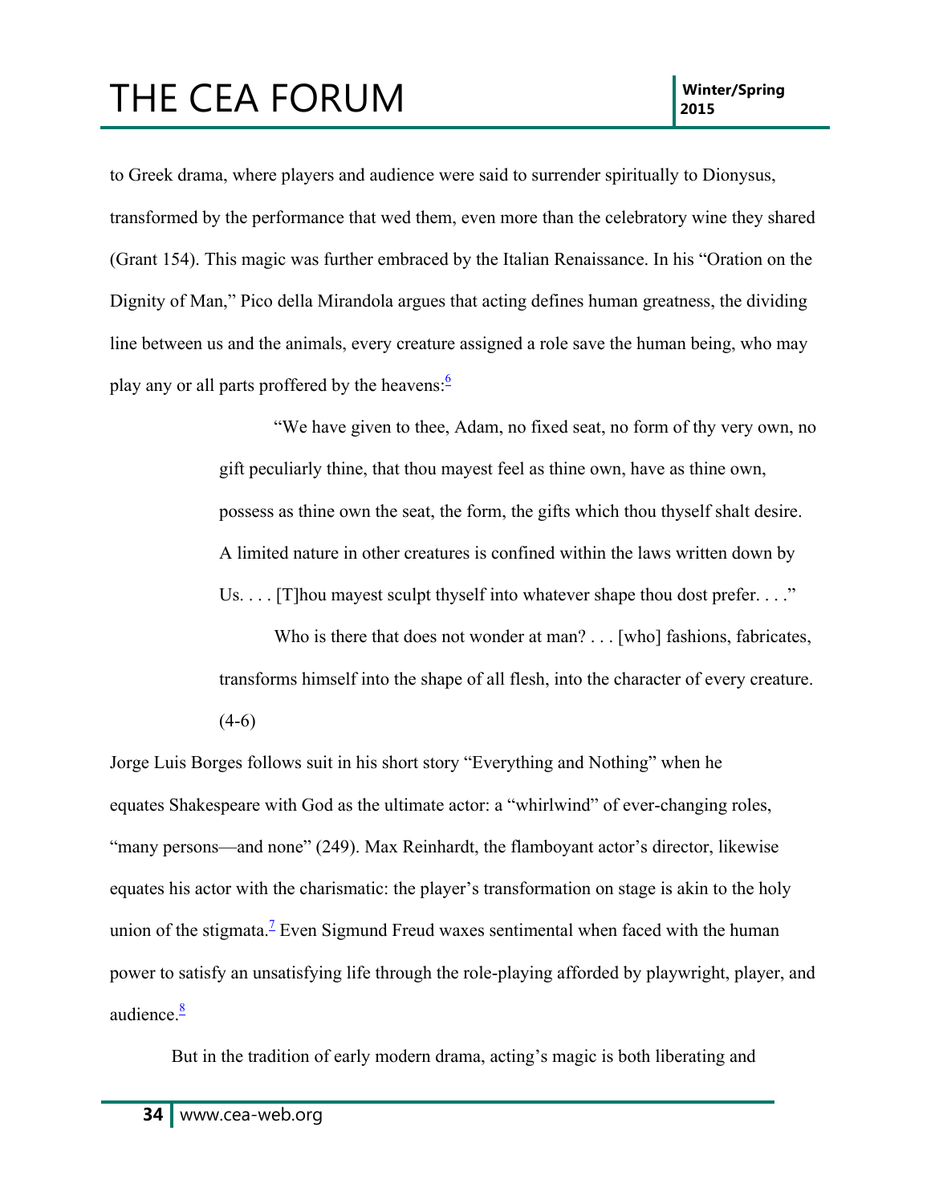to Greek drama, where players and audience were said to surrender spiritually to Dionysus, transformed by the performance that wed them, even more than the celebratory wine they shared (Grant 154). This magic was further embraced by the Italian Renaissance. In his "Oration on the Dignity of Man," Pico della Mirandola argues that acting defines human greatness, the dividing line between us and the animals, every creature assigned a role save the human being, who may play any or all parts proffered by the heavens:[6]

> "We have given to thee, Adam, no fixed seat, no form of thy very own, no gift peculiarly thine, that thou mayest feel as thine own, have as thine own, possess as thine own the seat, the form, the gifts which thou thyself shalt desire. A limited nature in other creatures is confined within the laws written down by Us. . . . [T]hou mayest sculpt thyself into whatever shape thou dost prefer. . . ."
>
> Who is there that does not wonder at man? . . . [who] fashions, fabricates, transforms himself into the shape of all flesh, into the character of every creature. (4-6)

Jorge Luis Borges follows suit in his short story "Everything and Nothing" when he equates Shakespeare with God as the ultimate actor: a "whirlwind" of ever-changing roles, "many persons—and none" (249). Max Reinhardt, the flamboyant actor's director, likewise equates his actor with the charismatic: the player's transformation on stage is akin to the holy union of the stigmata.[7] Even Sigmund Freud waxes sentimental when faced with the human power to satisfy an unsatisfying life through the role-playing afforded by playwright, player, and audience.[8]

But in the tradition of early modern drama, acting's magic is both liberating and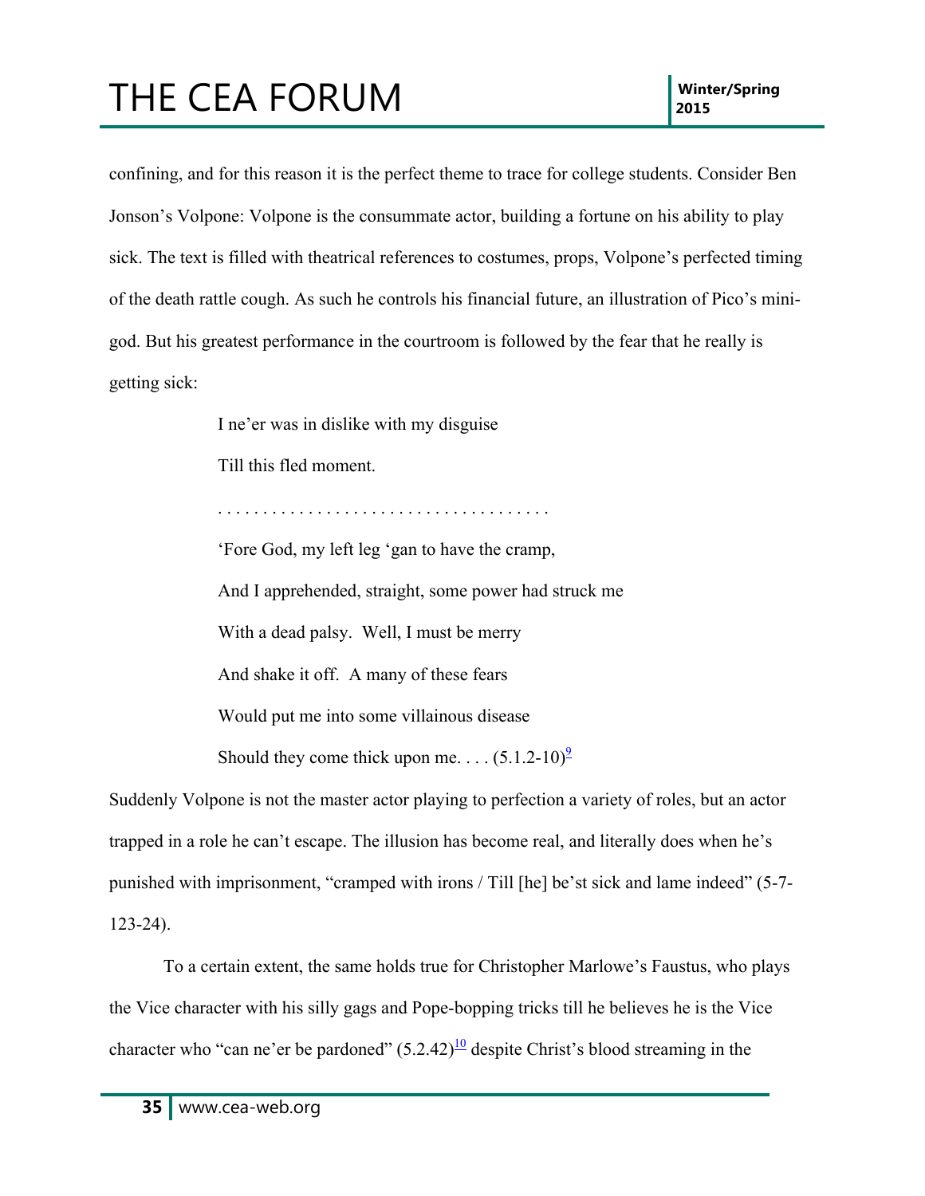confining, and for this reason it is the perfect theme to trace for college students. Consider Ben Jonson's Volpone: Volpone is the consummate actor, building a fortune on his ability to play sick. The text is filled with theatrical references to costumes, props, Volpone's perfected timing of the death rattle cough. As such he controls his financial future, an illustration of Pico's mini-god. But his greatest performance in the courtroom is followed by the fear that he really is getting sick:

> I ne'er was in dislike with my disguise
>
> Till this fled moment.
>
> . . . . . . . . . . . . . . . . . . . . . . . . . . . . . . . . . . . .
>
> 'Fore God, my left leg 'gan to have the cramp,
>
> And I apprehended, straight, some power had struck me
>
> With a dead palsy. Well, I must be merry
>
> And shake it off. A many of these fears
>
> Would put me into some villainous disease
>
> Should they come thick upon me. . . . (5.1.2-10)[9]

Suddenly Volpone is not the master actor playing to perfection a variety of roles, but an actor trapped in a role he can't escape. The illusion has become real, and literally does when he's punished with imprisonment, "cramped with irons / Till [he] be'st sick and lame indeed" (5-7-123-24).

To a certain extent, the same holds true for Christopher Marlowe's Faustus, who plays the Vice character with his silly gags and Pope-bopping tricks till he believes he is the Vice character who "can ne'er be pardoned" (5.2.42)[10] despite Christ's blood streaming in the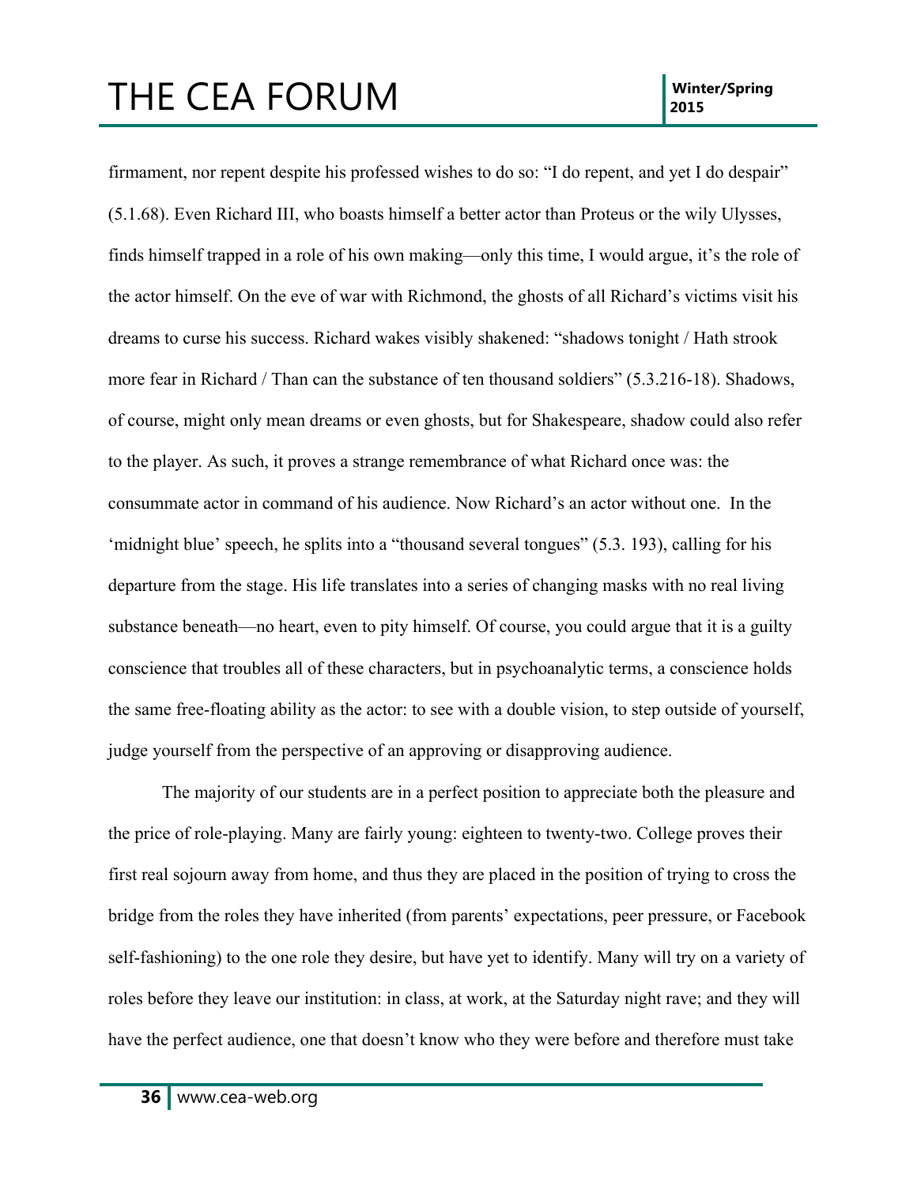firmament, nor repent despite his professed wishes to do so: "I do repent, and yet I do despair" (5.1.68). Even Richard III, who boasts himself a better actor than Proteus or the wily Ulysses, finds himself trapped in a role of his own making—only this time, I would argue, it's the role of the actor himself. On the eve of war with Richmond, the ghosts of all Richard's victims visit his dreams to curse his success. Richard wakes visibly shakened: "shadows tonight / Hath strook more fear in Richard / Than can the substance of ten thousand soldiers" (5.3.216-18). Shadows, of course, might only mean dreams or even ghosts, but for Shakespeare, shadow could also refer to the player. As such, it proves a strange remembrance of what Richard once was: the consummate actor in command of his audience. Now Richard's an actor without one. In the 'midnight blue' speech, he splits into a "thousand several tongues" (5.3. 193), calling for his departure from the stage. His life translates into a series of changing masks with no real living substance beneath—no heart, even to pity himself. Of course, you could argue that it is a guilty conscience that troubles all of these characters, but in psychoanalytic terms, a conscience holds the same free-floating ability as the actor: to see with a double vision, to step outside of yourself, judge yourself from the perspective of an approving or disapproving audience.

The majority of our students are in a perfect position to appreciate both the pleasure and the price of role-playing. Many are fairly young: eighteen to twenty-two. College proves their first real sojourn away from home, and thus they are placed in the position of trying to cross the bridge from the roles they have inherited (from parents' expectations, peer pressure, or Facebook self-fashioning) to the one role they desire, but have yet to identify. Many will try on a variety of roles before they leave our institution: in class, at work, at the Saturday night rave; and they will have the perfect audience, one that doesn't know who they were before and therefore must take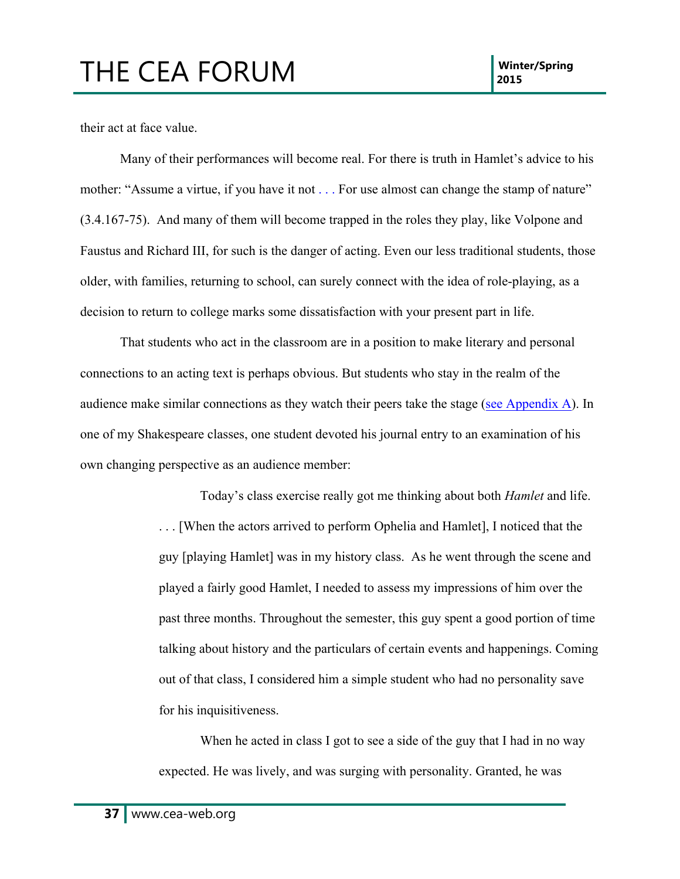their act at face value.

Many of their performances will become real. For there is truth in Hamlet's advice to his mother: "Assume a virtue, if you have it not . . . For use almost can change the stamp of nature" (3.4.167-75). And many of them will become trapped in the roles they play, like Volpone and Faustus and Richard III, for such is the danger of acting. Even our less traditional students, those older, with families, returning to school, can surely connect with the idea of role-playing, as a decision to return to college marks some dissatisfaction with your present part in life.

That students who act in the classroom are in a position to make literary and personal connections to an acting text is perhaps obvious. But students who stay in the realm of the audience make similar connections as they watch their peers take the stage (see Appendix A). In one of my Shakespeare classes, one student devoted his journal entry to an examination of his own changing perspective as an audience member:

> Today's class exercise really got me thinking about both *Hamlet* and life. . . . [When the actors arrived to perform Ophelia and Hamlet], I noticed that the guy [playing Hamlet] was in my history class. As he went through the scene and played a fairly good Hamlet, I needed to assess my impressions of him over the past three months. Throughout the semester, this guy spent a good portion of time talking about history and the particulars of certain events and happenings. Coming out of that class, I considered him a simple student who had no personality save for his inquisitiveness.
>
> When he acted in class I got to see a side of the guy that I had in no way expected. He was lively, and was surging with personality. Granted, he was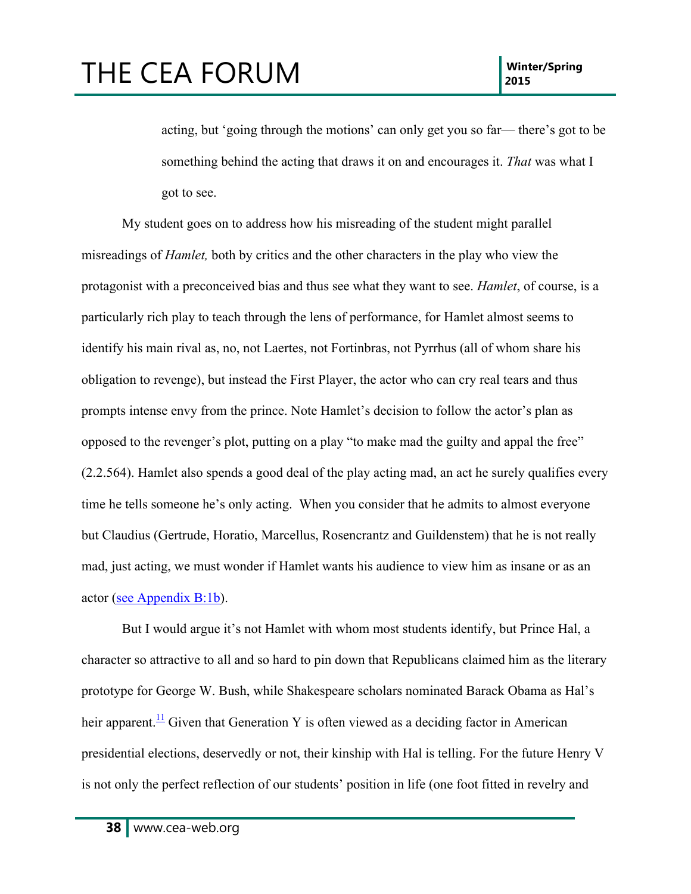> acting, but 'going through the motions' can only get you so far— there's got to be something behind the acting that draws it on and encourages it. *That* was what I got to see.

My student goes on to address how his misreading of the student might parallel misreadings of *Hamlet,* both by critics and the other characters in the play who view the protagonist with a preconceived bias and thus see what they want to see. *Hamlet*, of course, is a particularly rich play to teach through the lens of performance, for Hamlet almost seems to identify his main rival as, no, not Laertes, not Fortinbras, not Pyrrhus (all of whom share his obligation to revenge), but instead the First Player, the actor who can cry real tears and thus prompts intense envy from the prince. Note Hamlet's decision to follow the actor's plan as opposed to the revenger's plot, putting on a play "to make mad the guilty and appal the free" (2.2.564). Hamlet also spends a good deal of the play acting mad, an act he surely qualifies every time he tells someone he's only acting. When you consider that he admits to almost everyone but Claudius (Gertrude, Horatio, Marcellus, Rosencrantz and Guildenstem) that he is not really mad, just acting, we must wonder if Hamlet wants his audience to view him as insane or as an actor (see Appendix B:1b).

But I would argue it's not Hamlet with whom most students identify, but Prince Hal, a character so attractive to all and so hard to pin down that Republicans claimed him as the literary prototype for George W. Bush, while Shakespeare scholars nominated Barack Obama as Hal's heir apparent.[11] Given that Generation Y is often viewed as a deciding factor in American presidential elections, deservedly or not, their kinship with Hal is telling. For the future Henry V is not only the perfect reflection of our students' position in life (one foot fitted in revelry and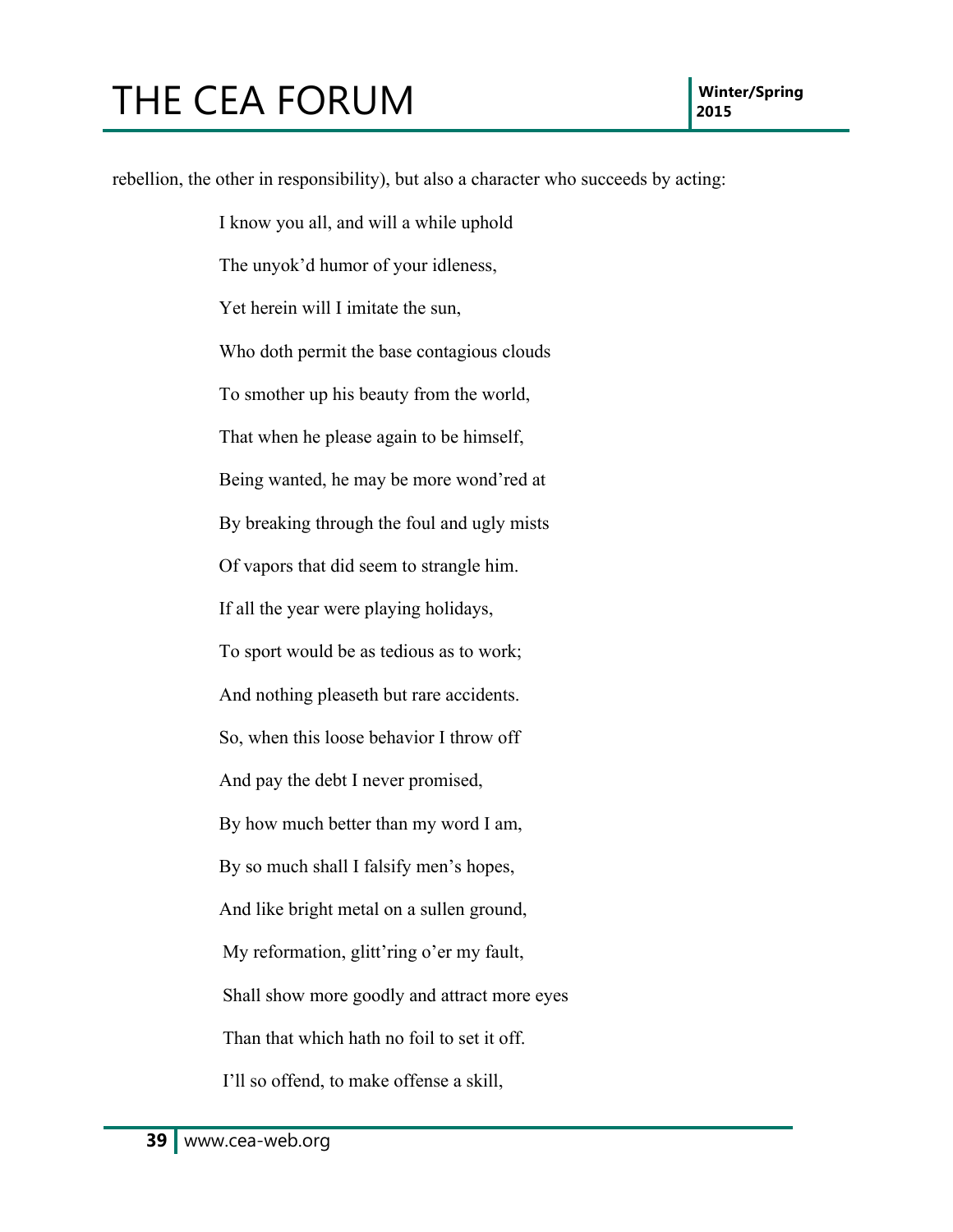rebellion, the other in responsibility), but also a character who succeeds by acting:

> I know you all, and will a while uphold
>
> The unyok'd humor of your idleness,
>
> Yet herein will I imitate the sun,
>
> Who doth permit the base contagious clouds
>
> To smother up his beauty from the world,
>
> That when he please again to be himself,
>
> Being wanted, he may be more wond'red at
>
> By breaking through the foul and ugly mists
>
> Of vapors that did seem to strangle him.
>
> If all the year were playing holidays,
>
> To sport would be as tedious as to work;
>
> And nothing pleaseth but rare accidents.
>
> So, when this loose behavior I throw off
>
> And pay the debt I never promised,
>
> By how much better than my word I am,
>
> By so much shall I falsify men's hopes,
>
> And like bright metal on a sullen ground,
>
> My reformation, glitt'ring o'er my fault,
>
> Shall show more goodly and attract more eyes
>
> Than that which hath no foil to set it off.
>
> I'll so offend, to make offense a skill,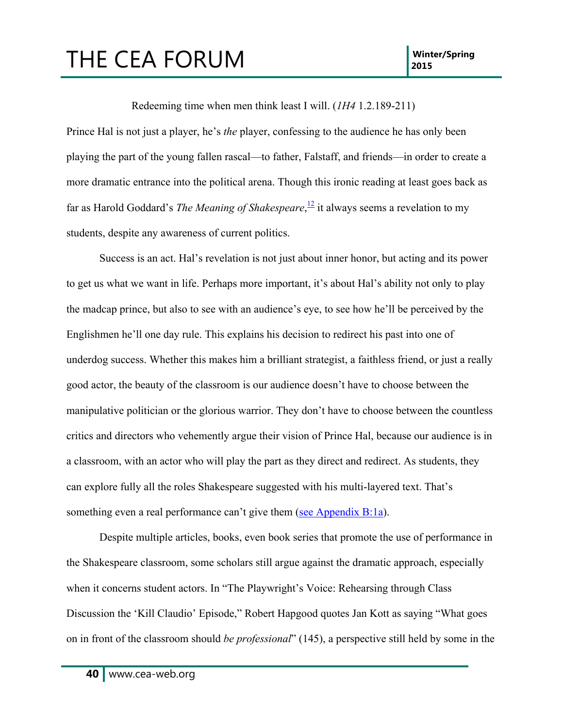Redeeming time when men think least I will. (*1H4* 1.2.189-211)

Prince Hal is not just a player, he's *the* player, confessing to the audience he has only been playing the part of the young fallen rascal—to father, Falstaff, and friends—in order to create a more dramatic entrance into the political arena. Though this ironic reading at least goes back as far as Harold Goddard's *The Meaning of Shakespeare*,[12] it always seems a revelation to my students, despite any awareness of current politics.

Success is an act. Hal's revelation is not just about inner honor, but acting and its power to get us what we want in life. Perhaps more important, it's about Hal's ability not only to play the madcap prince, but also to see with an audience's eye, to see how he'll be perceived by the Englishmen he'll one day rule. This explains his decision to redirect his past into one of underdog success. Whether this makes him a brilliant strategist, a faithless friend, or just a really good actor, the beauty of the classroom is our audience doesn't have to choose between the manipulative politician or the glorious warrior. They don't have to choose between the countless critics and directors who vehemently argue their vision of Prince Hal, because our audience is in a classroom, with an actor who will play the part as they direct and redirect. As students, they can explore fully all the roles Shakespeare suggested with his multi-layered text. That's something even a real performance can't give them (see Appendix B:1a).

Despite multiple articles, books, even book series that promote the use of performance in the Shakespeare classroom, some scholars still argue against the dramatic approach, especially when it concerns student actors. In "The Playwright's Voice: Rehearsing through Class Discussion the 'Kill Claudio' Episode," Robert Hapgood quotes Jan Kott as saying "What goes on in front of the classroom should *be professional*" (145), a perspective still held by some in the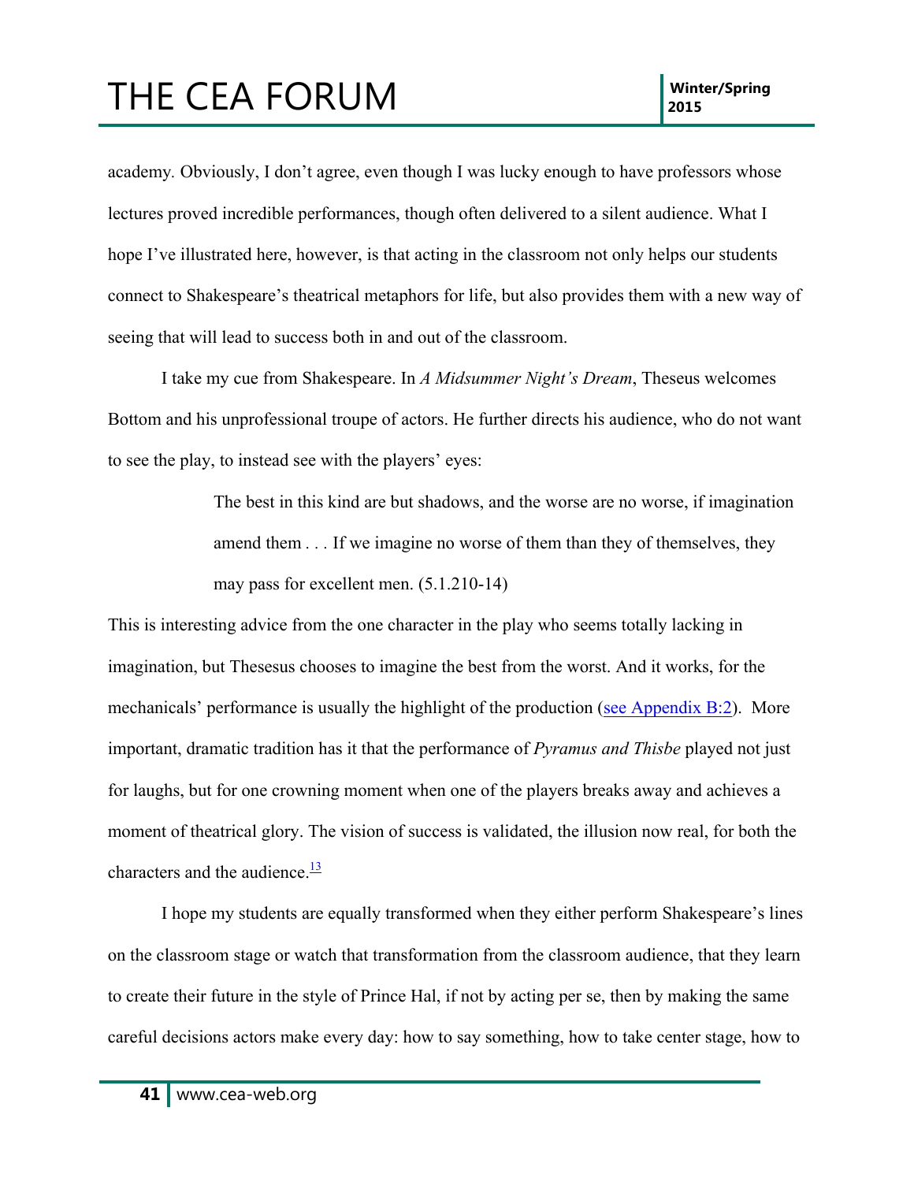academy. Obviously, I don't agree, even though I was lucky enough to have professors whose lectures proved incredible performances, though often delivered to a silent audience. What I hope I've illustrated here, however, is that acting in the classroom not only helps our students connect to Shakespeare's theatrical metaphors for life, but also provides them with a new way of seeing that will lead to success both in and out of the classroom.

I take my cue from Shakespeare. In *A Midsummer Night's Dream*, Theseus welcomes Bottom and his unprofessional troupe of actors. He further directs his audience, who do not want to see the play, to instead see with the players' eyes:

> The best in this kind are but shadows, and the worse are no worse, if imagination amend them . . . If we imagine no worse of them than they of themselves, they may pass for excellent men. (5.1.210-14)

This is interesting advice from the one character in the play who seems totally lacking in imagination, but Thesesus chooses to imagine the best from the worst. And it works, for the mechanicals' performance is usually the highlight of the production (see Appendix B:2). More important, dramatic tradition has it that the performance of *Pyramus and Thisbe* played not just for laughs, but for one crowning moment when one of the players breaks away and achieves a moment of theatrical glory. The vision of success is validated, the illusion now real, for both the characters and the audience.[13]

I hope my students are equally transformed when they either perform Shakespeare's lines on the classroom stage or watch that transformation from the classroom audience, that they learn to create their future in the style of Prince Hal, if not by acting per se, then by making the same careful decisions actors make every day: how to say something, how to take center stage, how to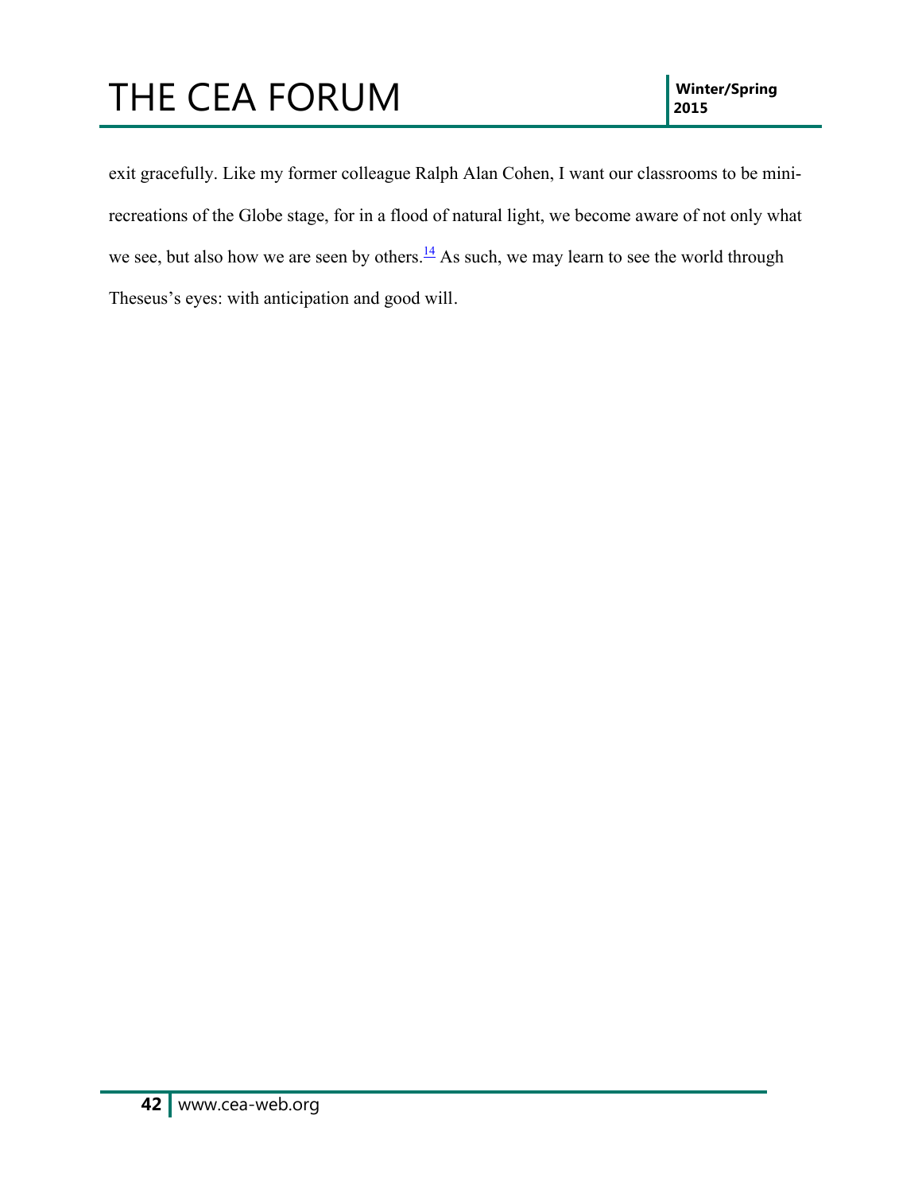exit gracefully. Like my former colleague Ralph Alan Cohen, I want our classrooms to be mini-recreations of the Globe stage, for in a flood of natural light, we become aware of not only what we see, but also how we are seen by others.[14] As such, we may learn to see the world through Theseus's eyes: with anticipation and good will.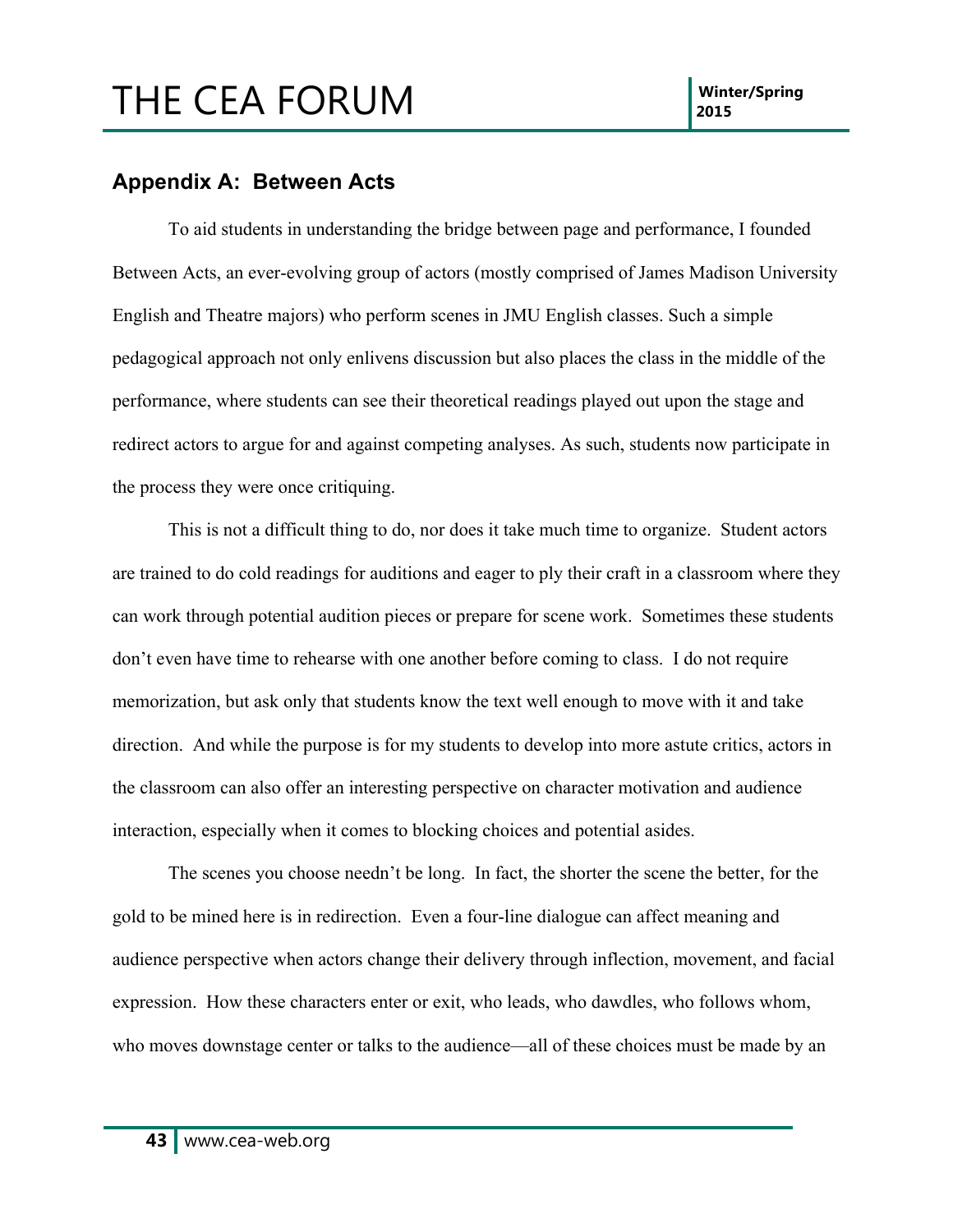## Appendix A: Between Acts

To aid students in understanding the bridge between page and performance, I founded Between Acts, an ever-evolving group of actors (mostly comprised of James Madison University English and Theatre majors) who perform scenes in JMU English classes. Such a simple pedagogical approach not only enlivens discussion but also places the class in the middle of the performance, where students can see their theoretical readings played out upon the stage and redirect actors to argue for and against competing analyses. As such, students now participate in the process they were once critiquing.

This is not a difficult thing to do, nor does it take much time to organize. Student actors are trained to do cold readings for auditions and eager to ply their craft in a classroom where they can work through potential audition pieces or prepare for scene work. Sometimes these students don't even have time to rehearse with one another before coming to class. I do not require memorization, but ask only that students know the text well enough to move with it and take direction. And while the purpose is for my students to develop into more astute critics, actors in the classroom can also offer an interesting perspective on character motivation and audience interaction, especially when it comes to blocking choices and potential asides.

The scenes you choose needn't be long. In fact, the shorter the scene the better, for the gold to be mined here is in redirection. Even a four-line dialogue can affect meaning and audience perspective when actors change their delivery through inflection, movement, and facial expression. How these characters enter or exit, who leads, who dawdles, who follows whom, who moves downstage center or talks to the audience—all of these choices must be made by an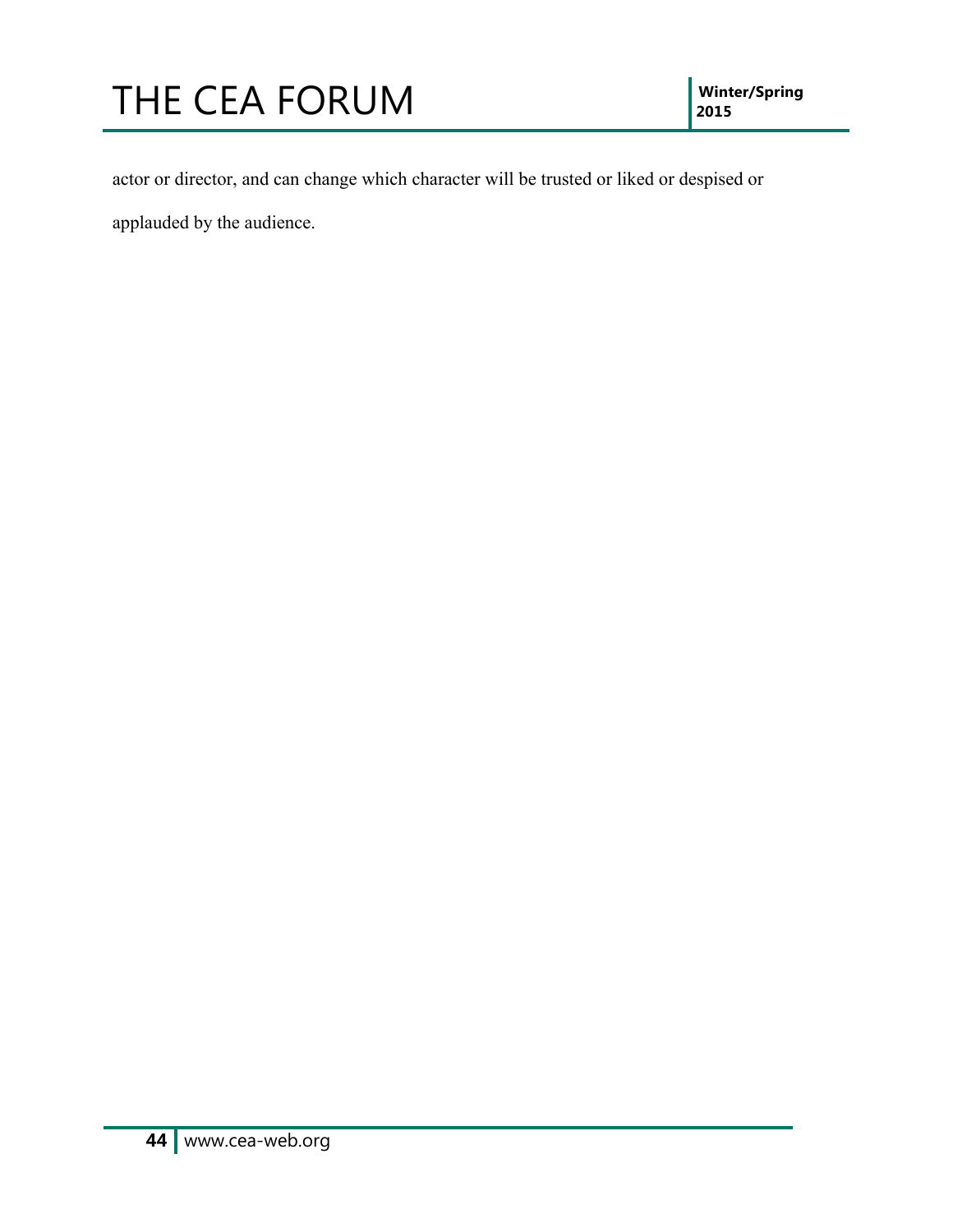actor or director, and can change which character will be trusted or liked or despised or applauded by the audience.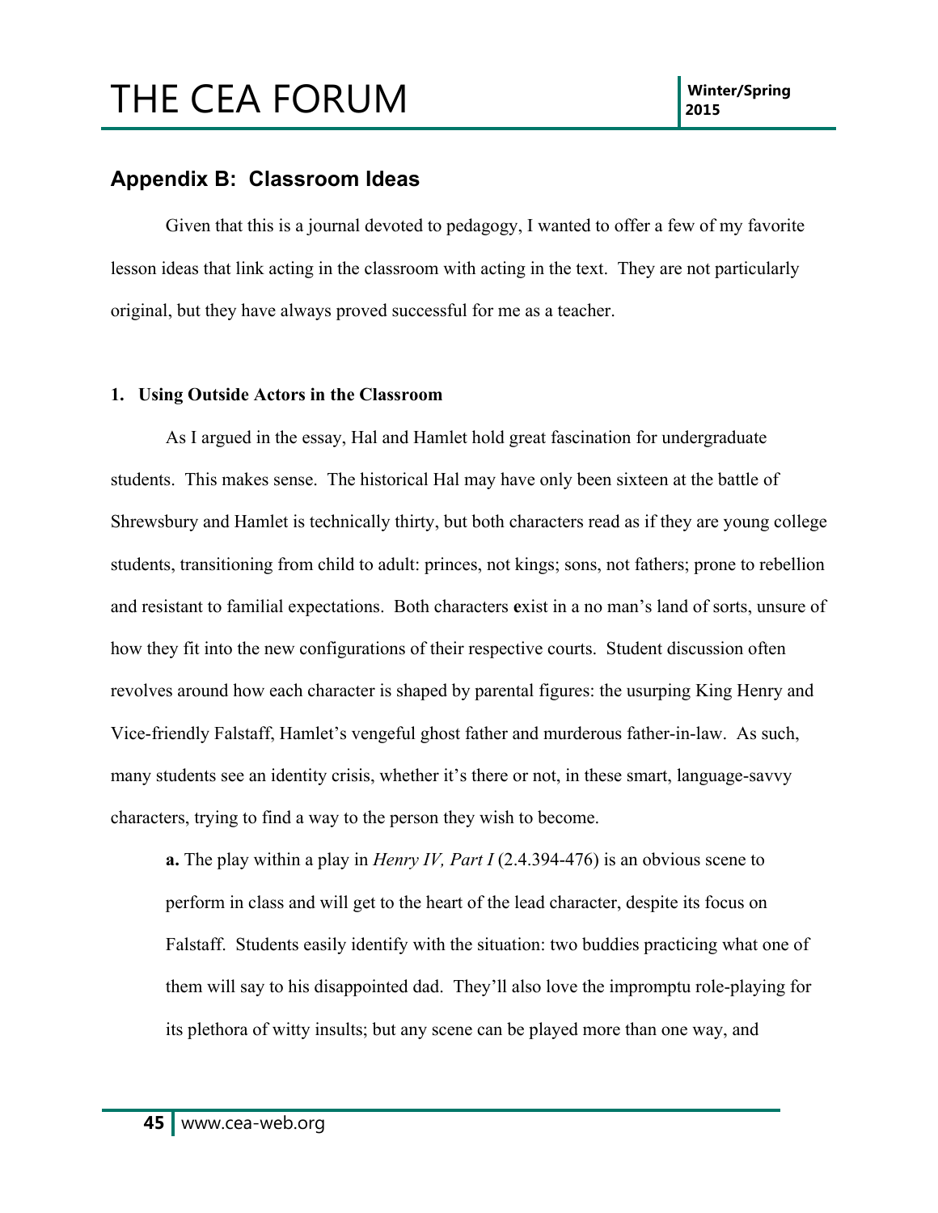## Appendix B: Classroom Ideas

Given that this is a journal devoted to pedagogy, I wanted to offer a few of my favorite lesson ideas that link acting in the classroom with acting in the text. They are not particularly original, but they have always proved successful for me as a teacher.

**1. Using Outside Actors in the Classroom**

As I argued in the essay, Hal and Hamlet hold great fascination for undergraduate students. This makes sense. The historical Hal may have only been sixteen at the battle of Shrewsbury and Hamlet is technically thirty, but both characters read as if they are young college students, transitioning from child to adult: princes, not kings; sons, not fathers; prone to rebellion and resistant to familial expectations. Both characters exist in a no man's land of sorts, unsure of how they fit into the new configurations of their respective courts. Student discussion often revolves around how each character is shaped by parental figures: the usurping King Henry and Vice-friendly Falstaff, Hamlet's vengeful ghost father and murderous father-in-law. As such, many students see an identity crisis, whether it's there or not, in these smart, language-savvy characters, trying to find a way to the person they wish to become.

**a.** The play within a play in *Henry IV, Part I* (2.4.394-476) is an obvious scene to perform in class and will get to the heart of the lead character, despite its focus on Falstaff. Students easily identify with the situation: two buddies practicing what one of them will say to his disappointed dad. They'll also love the impromptu role-playing for its plethora of witty insults; but any scene can be played more than one way, and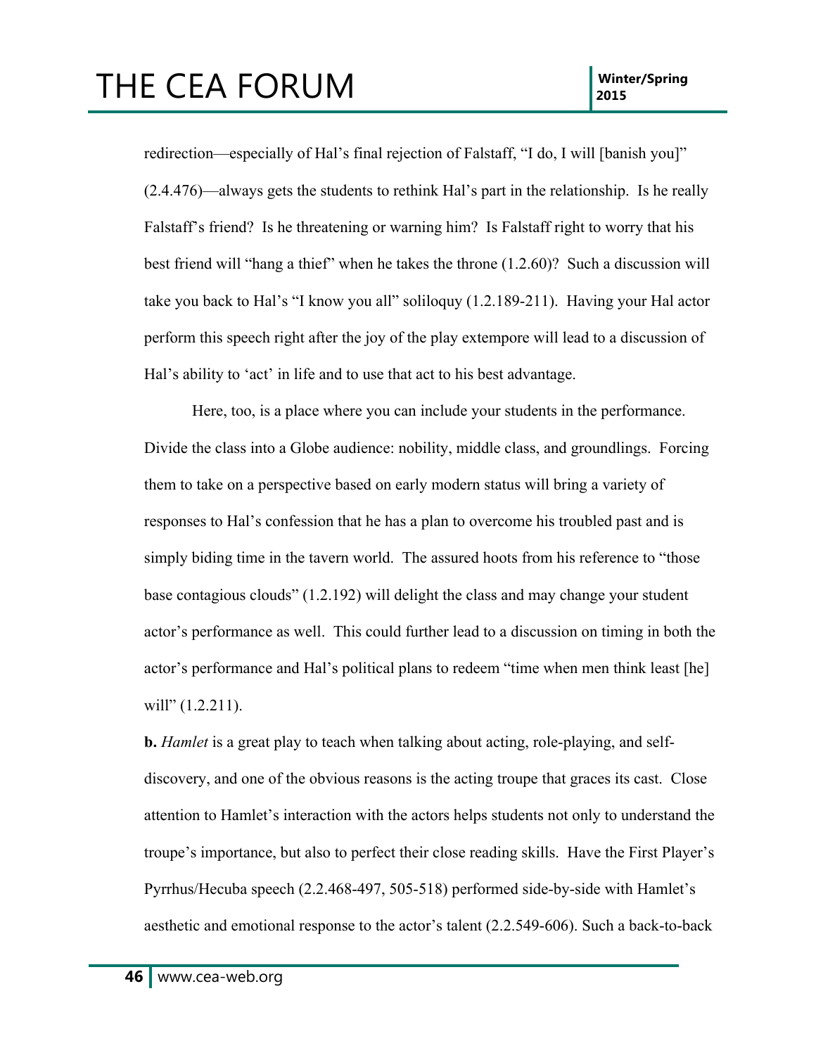redirection—especially of Hal's final rejection of Falstaff, "I do, I will [banish you]" (2.4.476)—always gets the students to rethink Hal's part in the relationship. Is he really Falstaff's friend? Is he threatening or warning him? Is Falstaff right to worry that his best friend will "hang a thief" when he takes the throne (1.2.60)? Such a discussion will take you back to Hal's "I know you all" soliloquy (1.2.189-211). Having your Hal actor perform this speech right after the joy of the play extempore will lead to a discussion of Hal's ability to 'act' in life and to use that act to his best advantage.

Here, too, is a place where you can include your students in the performance. Divide the class into a Globe audience: nobility, middle class, and groundlings. Forcing them to take on a perspective based on early modern status will bring a variety of responses to Hal's confession that he has a plan to overcome his troubled past and is simply biding time in the tavern world. The assured hoots from his reference to "those base contagious clouds" (1.2.192) will delight the class and may change your student actor's performance as well. This could further lead to a discussion on timing in both the actor's performance and Hal's political plans to redeem "time when men think least [he] will" (1.2.211).

**b.** *Hamlet* is a great play to teach when talking about acting, role-playing, and self-discovery, and one of the obvious reasons is the acting troupe that graces its cast. Close attention to Hamlet's interaction with the actors helps students not only to understand the troupe's importance, but also to perfect their close reading skills. Have the First Player's Pyrrhus/Hecuba speech (2.2.468-497, 505-518) performed side-by-side with Hamlet's aesthetic and emotional response to the actor's talent (2.2.549-606). Such a back-to-back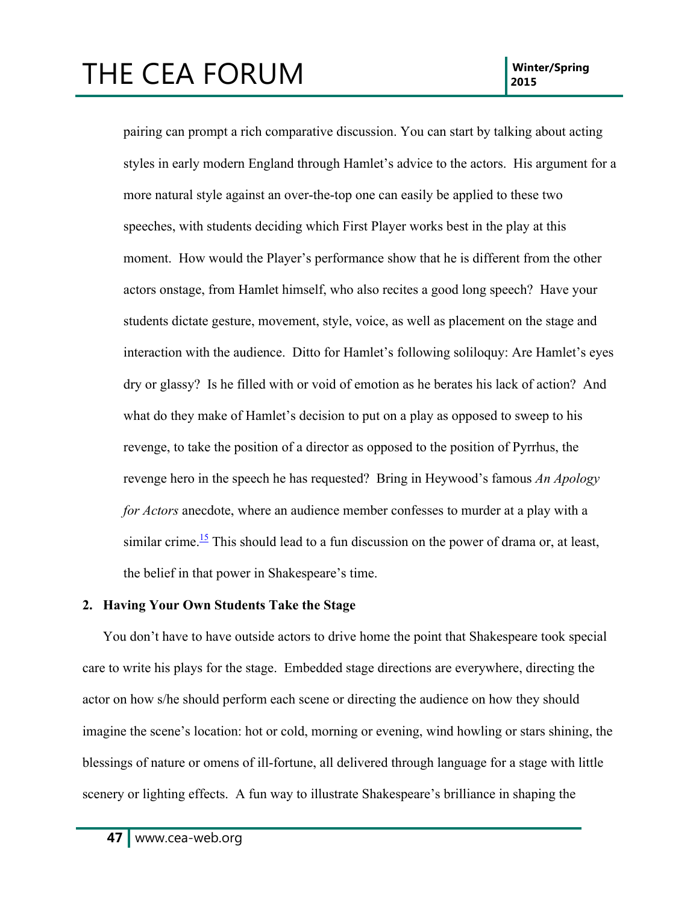pairing can prompt a rich comparative discussion. You can start by talking about acting styles in early modern England through Hamlet's advice to the actors. His argument for a more natural style against an over-the-top one can easily be applied to these two speeches, with students deciding which First Player works best in the play at this moment. How would the Player's performance show that he is different from the other actors onstage, from Hamlet himself, who also recites a good long speech? Have your students dictate gesture, movement, style, voice, as well as placement on the stage and interaction with the audience. Ditto for Hamlet's following soliloquy: Are Hamlet's eyes dry or glassy? Is he filled with or void of emotion as he berates his lack of action? And what do they make of Hamlet's decision to put on a play as opposed to sweep to his revenge, to take the position of a director as opposed to the position of Pyrrhus, the revenge hero in the speech he has requested? Bring in Heywood's famous *An Apology for Actors* anecdote, where an audience member confesses to murder at a play with a similar crime.[15] This should lead to a fun discussion on the power of drama or, at least, the belief in that power in Shakespeare's time.

**2. Having Your Own Students Take the Stage**

You don't have to have outside actors to drive home the point that Shakespeare took special care to write his plays for the stage. Embedded stage directions are everywhere, directing the actor on how s/he should perform each scene or directing the audience on how they should imagine the scene's location: hot or cold, morning or evening, wind howling or stars shining, the blessings of nature or omens of ill-fortune, all delivered through language for a stage with little scenery or lighting effects. A fun way to illustrate Shakespeare's brilliance in shaping the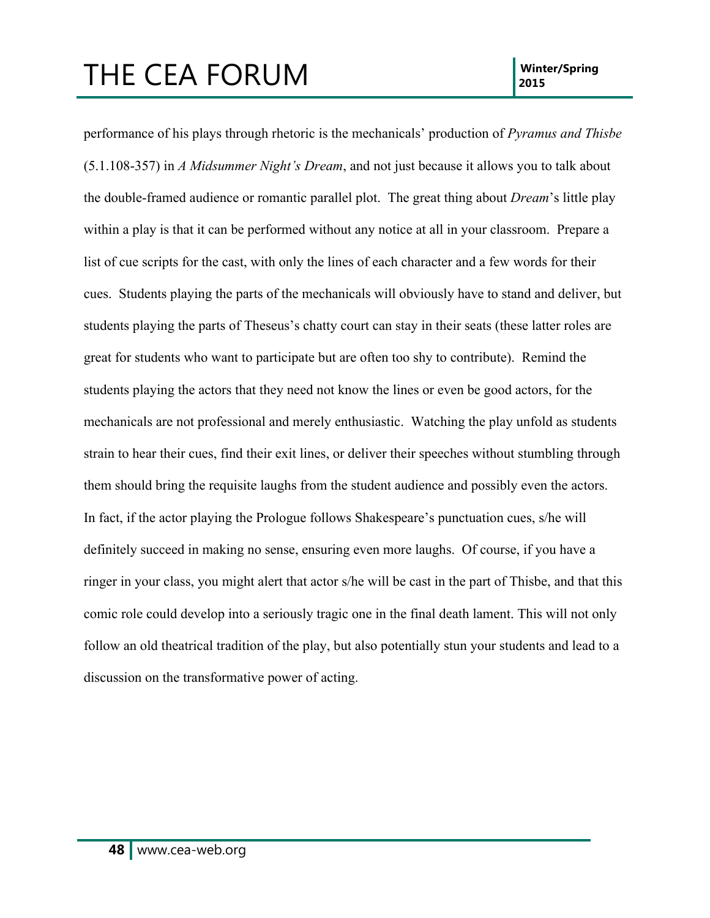performance of his plays through rhetoric is the mechanicals' production of *Pyramus and Thisbe* (5.1.108-357) in *A Midsummer Night's Dream*, and not just because it allows you to talk about the double-framed audience or romantic parallel plot. The great thing about *Dream*'s little play within a play is that it can be performed without any notice at all in your classroom. Prepare a list of cue scripts for the cast, with only the lines of each character and a few words for their cues. Students playing the parts of the mechanicals will obviously have to stand and deliver, but students playing the parts of Theseus's chatty court can stay in their seats (these latter roles are great for students who want to participate but are often too shy to contribute). Remind the students playing the actors that they need not know the lines or even be good actors, for the mechanicals are not professional and merely enthusiastic. Watching the play unfold as students strain to hear their cues, find their exit lines, or deliver their speeches without stumbling through them should bring the requisite laughs from the student audience and possibly even the actors. In fact, if the actor playing the Prologue follows Shakespeare's punctuation cues, s/he will definitely succeed in making no sense, ensuring even more laughs. Of course, if you have a ringer in your class, you might alert that actor s/he will be cast in the part of Thisbe, and that this comic role could develop into a seriously tragic one in the final death lament. This will not only follow an old theatrical tradition of the play, but also potentially stun your students and lead to a discussion on the transformative power of acting.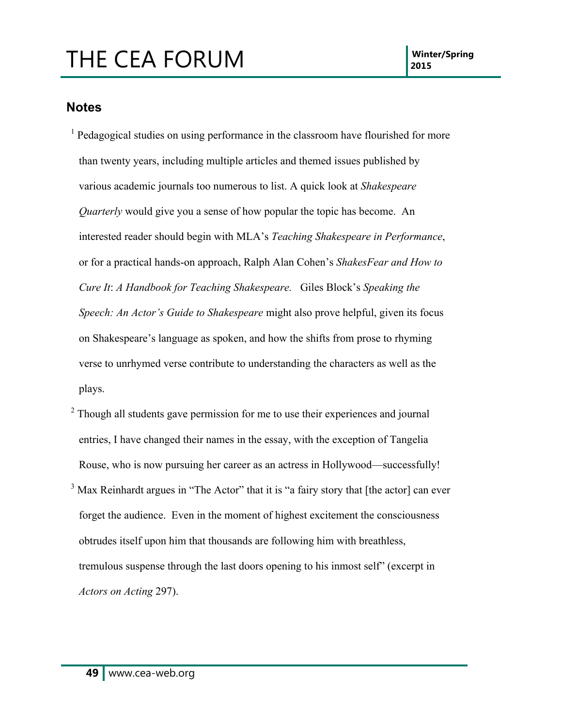## Notes

[1] Pedagogical studies on using performance in the classroom have flourished for more than twenty years, including multiple articles and themed issues published by various academic journals too numerous to list. A quick look at *Shakespeare Quarterly* would give you a sense of how popular the topic has become. An interested reader should begin with MLA's *Teaching Shakespeare in Performance*, or for a practical hands-on approach, Ralph Alan Cohen's *ShakesFear and How to Cure It*: *A Handbook for Teaching Shakespeare.* Giles Block's *Speaking the Speech: An Actor's Guide to Shakespeare* might also prove helpful, given its focus on Shakespeare's language as spoken, and how the shifts from prose to rhyming verse to unrhymed verse contribute to understanding the characters as well as the plays.

[2] Though all students gave permission for me to use their experiences and journal entries, I have changed their names in the essay, with the exception of Tangelia Rouse, who is now pursuing her career as an actress in Hollywood—successfully!

[3] Max Reinhardt argues in "The Actor" that it is "a fairy story that [the actor] can ever forget the audience. Even in the moment of highest excitement the consciousness obtrudes itself upon him that thousands are following him with breathless, tremulous suspense through the last doors opening to his inmost self" (excerpt in *Actors on Acting* 297).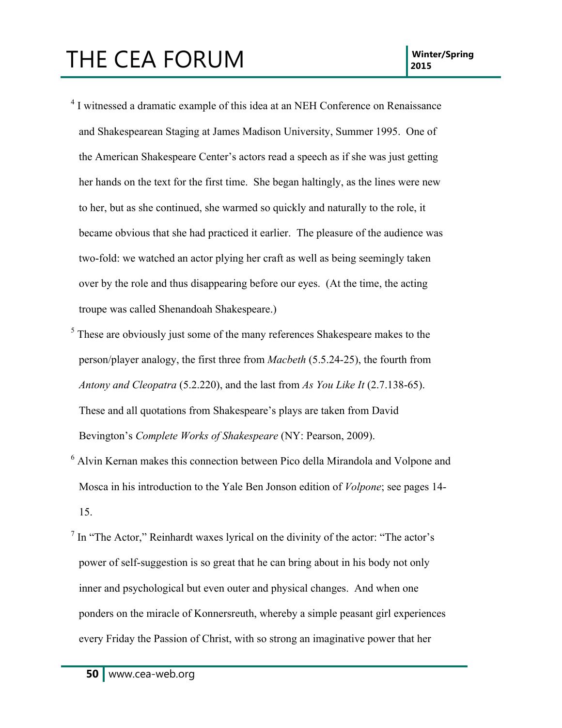[4] I witnessed a dramatic example of this idea at an NEH Conference on Renaissance and Shakespearean Staging at James Madison University, Summer 1995. One of the American Shakespeare Center's actors read a speech as if she was just getting her hands on the text for the first time. She began haltingly, as the lines were new to her, but as she continued, she warmed so quickly and naturally to the role, it became obvious that she had practiced it earlier. The pleasure of the audience was two-fold: we watched an actor plying her craft as well as being seemingly taken over by the role and thus disappearing before our eyes. (At the time, the acting troupe was called Shenandoah Shakespeare.)

[5] These are obviously just some of the many references Shakespeare makes to the person/player analogy, the first three from *Macbeth* (5.5.24-25), the fourth from *Antony and Cleopatra* (5.2.220), and the last from *As You Like It* (2.7.138-65). These and all quotations from Shakespeare's plays are taken from David Bevington's *Complete Works of Shakespeare* (NY: Pearson, 2009).

[6] Alvin Kernan makes this connection between Pico della Mirandola and Volpone and Mosca in his introduction to the Yale Ben Jonson edition of *Volpone*; see pages 14-15.

[7] In "The Actor," Reinhardt waxes lyrical on the divinity of the actor: "The actor's power of self-suggestion is so great that he can bring about in his body not only inner and psychological but even outer and physical changes. And when one ponders on the miracle of Konnersreuth, whereby a simple peasant girl experiences every Friday the Passion of Christ, with so strong an imaginative power that her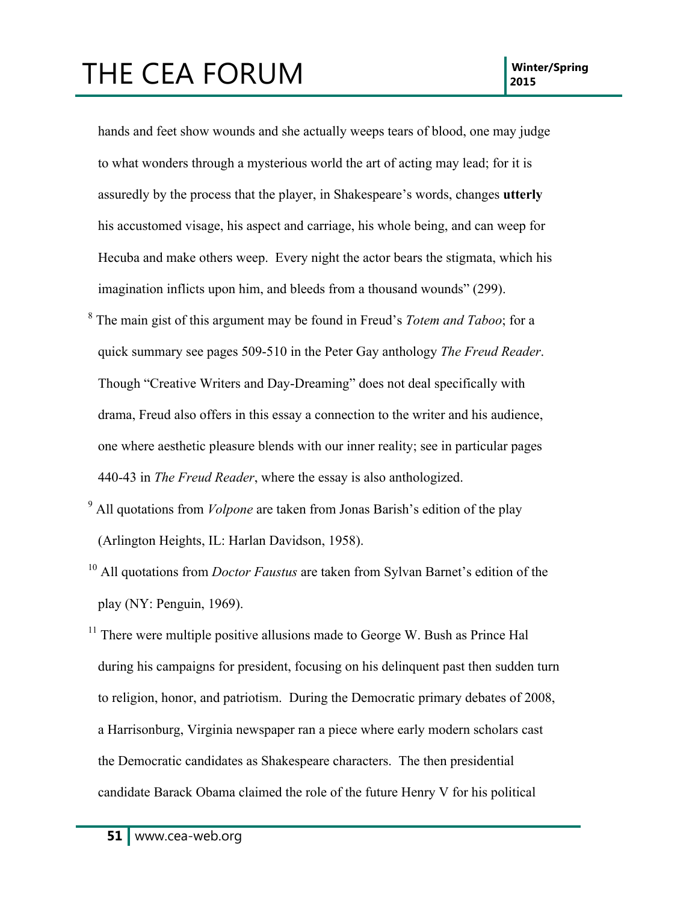hands and feet show wounds and she actually weeps tears of blood, one may judge to what wonders through a mysterious world the art of acting may lead; for it is assuredly by the process that the player, in Shakespeare's words, changes **utterly** his accustomed visage, his aspect and carriage, his whole being, and can weep for Hecuba and make others weep. Every night the actor bears the stigmata, which his imagination inflicts upon him, and bleeds from a thousand wounds" (299).

[8] The main gist of this argument may be found in Freud's *Totem and Taboo*; for a quick summary see pages 509-510 in the Peter Gay anthology *The Freud Reader*. Though "Creative Writers and Day-Dreaming" does not deal specifically with drama, Freud also offers in this essay a connection to the writer and his audience, one where aesthetic pleasure blends with our inner reality; see in particular pages 440-43 in *The Freud Reader*, where the essay is also anthologized.

[9] All quotations from *Volpone* are taken from Jonas Barish's edition of the play (Arlington Heights, IL: Harlan Davidson, 1958).

[10] All quotations from *Doctor Faustus* are taken from Sylvan Barnet's edition of the play (NY: Penguin, 1969).

[11] There were multiple positive allusions made to George W. Bush as Prince Hal during his campaigns for president, focusing on his delinquent past then sudden turn to religion, honor, and patriotism. During the Democratic primary debates of 2008, a Harrisonburg, Virginia newspaper ran a piece where early modern scholars cast the Democratic candidates as Shakespeare characters. The then presidential candidate Barack Obama claimed the role of the future Henry V for his political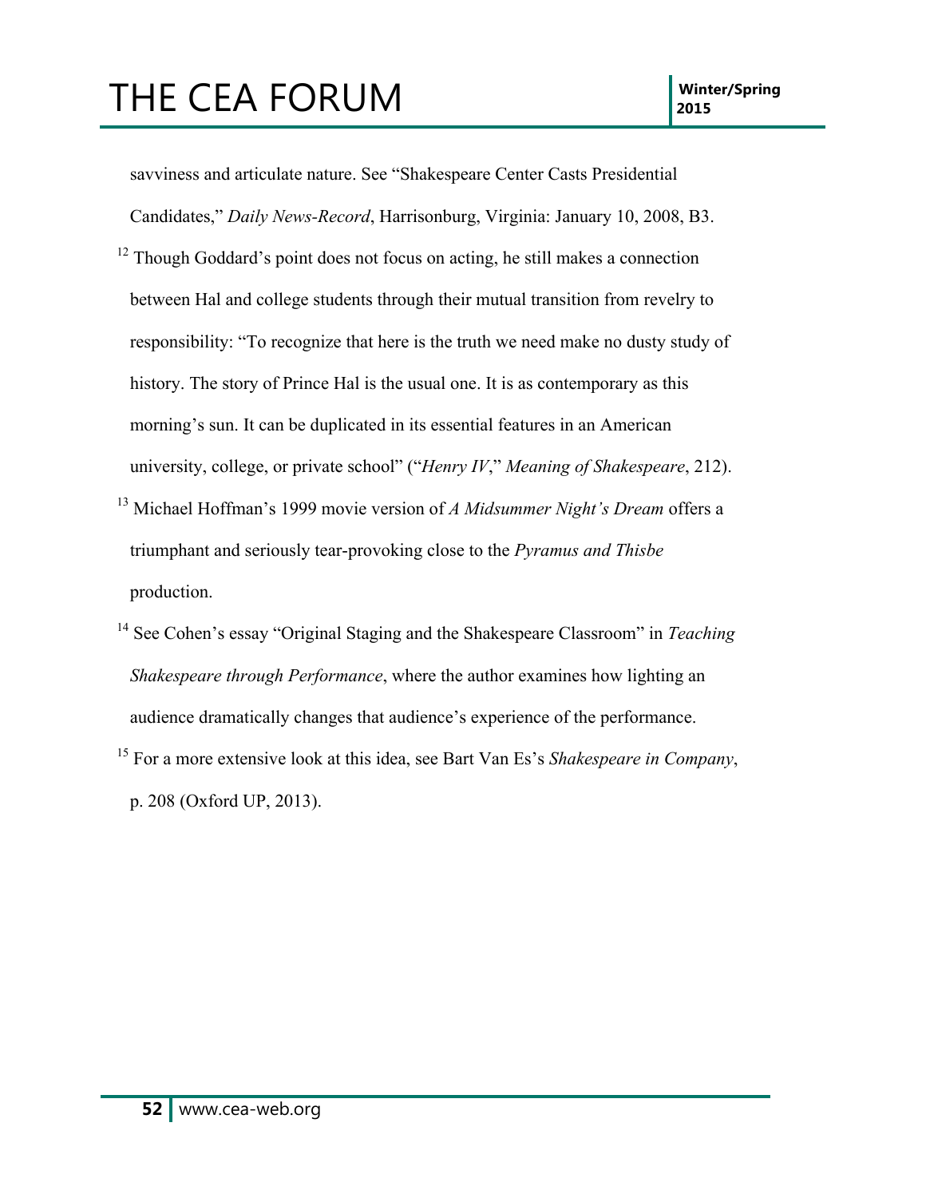savviness and articulate nature. See "Shakespeare Center Casts Presidential Candidates," *Daily News-Record*, Harrisonburg, Virginia: January 10, 2008, B3.

[12] Though Goddard's point does not focus on acting, he still makes a connection between Hal and college students through their mutual transition from revelry to responsibility: "To recognize that here is the truth we need make no dusty study of history. The story of Prince Hal is the usual one. It is as contemporary as this morning's sun. It can be duplicated in its essential features in an American university, college, or private school" ("*Henry IV*," *Meaning of Shakespeare*, 212).

[13] Michael Hoffman's 1999 movie version of *A Midsummer Night's Dream* offers a triumphant and seriously tear-provoking close to the *Pyramus and Thisbe* production.

[14] See Cohen's essay "Original Staging and the Shakespeare Classroom" in *Teaching Shakespeare through Performance*, where the author examines how lighting an audience dramatically changes that audience's experience of the performance.

[15] For a more extensive look at this idea, see Bart Van Es's *Shakespeare in Company*, p. 208 (Oxford UP, 2013).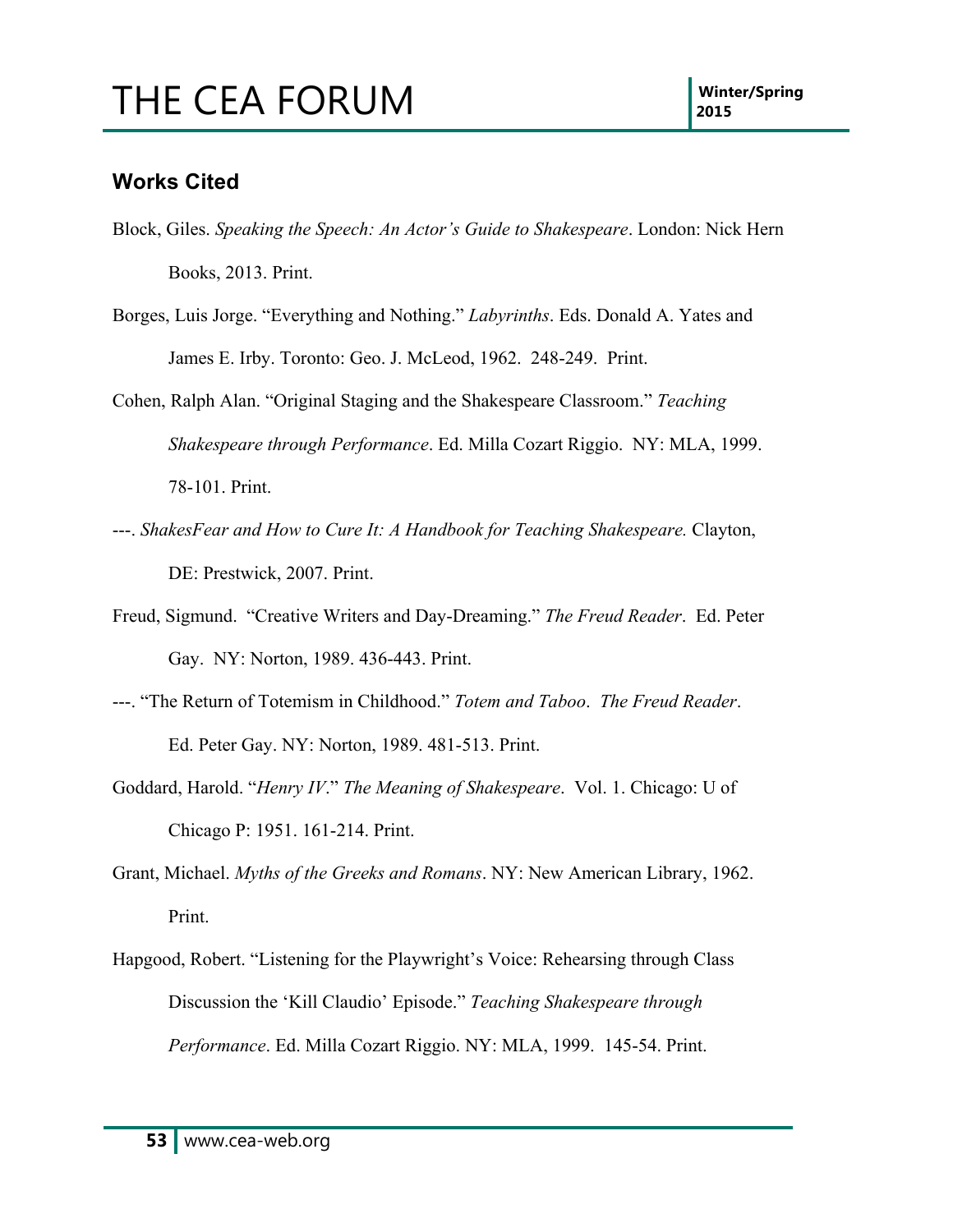## Works Cited

Block, Giles. *Speaking the Speech: An Actor's Guide to Shakespeare*. London: Nick Hern Books, 2013. Print.

Borges, Luis Jorge. "Everything and Nothing." *Labyrinths*. Eds. Donald A. Yates and James E. Irby. Toronto: Geo. J. McLeod, 1962. 248-249. Print.

Cohen, Ralph Alan. "Original Staging and the Shakespeare Classroom." *Teaching Shakespeare through Performance*. Ed. Milla Cozart Riggio. NY: MLA, 1999. 78-101. Print.

---. *ShakesFear and How to Cure It: A Handbook for Teaching Shakespeare.* Clayton, DE: Prestwick, 2007. Print.

Freud, Sigmund. "Creative Writers and Day-Dreaming." *The Freud Reader*. Ed. Peter Gay. NY: Norton, 1989. 436-443. Print.

---. "The Return of Totemism in Childhood." *Totem and Taboo*. *The Freud Reader*. Ed. Peter Gay. NY: Norton, 1989. 481-513. Print.

Goddard, Harold. "*Henry IV*." *The Meaning of Shakespeare*. Vol. 1. Chicago: U of Chicago P: 1951. 161-214. Print.

Grant, Michael. *Myths of the Greeks and Romans*. NY: New American Library, 1962. Print.

Hapgood, Robert. "Listening for the Playwright's Voice: Rehearsing through Class Discussion the 'Kill Claudio' Episode." *Teaching Shakespeare through Performance*. Ed. Milla Cozart Riggio. NY: MLA, 1999. 145-54. Print.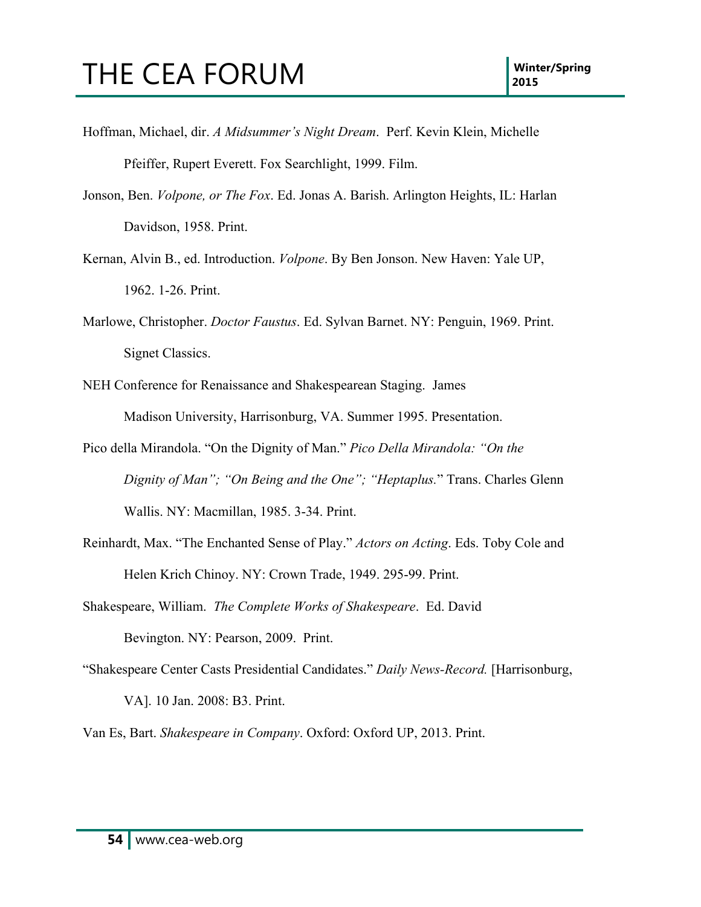Hoffman, Michael, dir. *A Midsummer's Night Dream*. Perf. Kevin Klein, Michelle Pfeiffer, Rupert Everett. Fox Searchlight, 1999. Film.

Jonson, Ben. *Volpone, or The Fox*. Ed. Jonas A. Barish. Arlington Heights, IL: Harlan Davidson, 1958. Print.

Kernan, Alvin B., ed. Introduction. *Volpone*. By Ben Jonson. New Haven: Yale UP, 1962. 1-26. Print.

Marlowe, Christopher. *Doctor Faustus*. Ed. Sylvan Barnet. NY: Penguin, 1969. Print. Signet Classics.

NEH Conference for Renaissance and Shakespearean Staging. James Madison University, Harrisonburg, VA. Summer 1995. Presentation.

Pico della Mirandola. "On the Dignity of Man." *Pico Della Mirandola: "On the Dignity of Man"; "On Being and the One"; "Heptaplus."* Trans. Charles Glenn Wallis. NY: Macmillan, 1985. 3-34. Print.

Reinhardt, Max. "The Enchanted Sense of Play." *Actors on Acting*. Eds. Toby Cole and Helen Krich Chinoy. NY: Crown Trade, 1949. 295-99. Print.

Shakespeare, William. *The Complete Works of Shakespeare*. Ed. David Bevington. NY: Pearson, 2009. Print.

"Shakespeare Center Casts Presidential Candidates." *Daily News-Record.* [Harrisonburg, VA]. 10 Jan. 2008: B3. Print.

Van Es, Bart. *Shakespeare in Company*. Oxford: Oxford UP, 2013. Print.